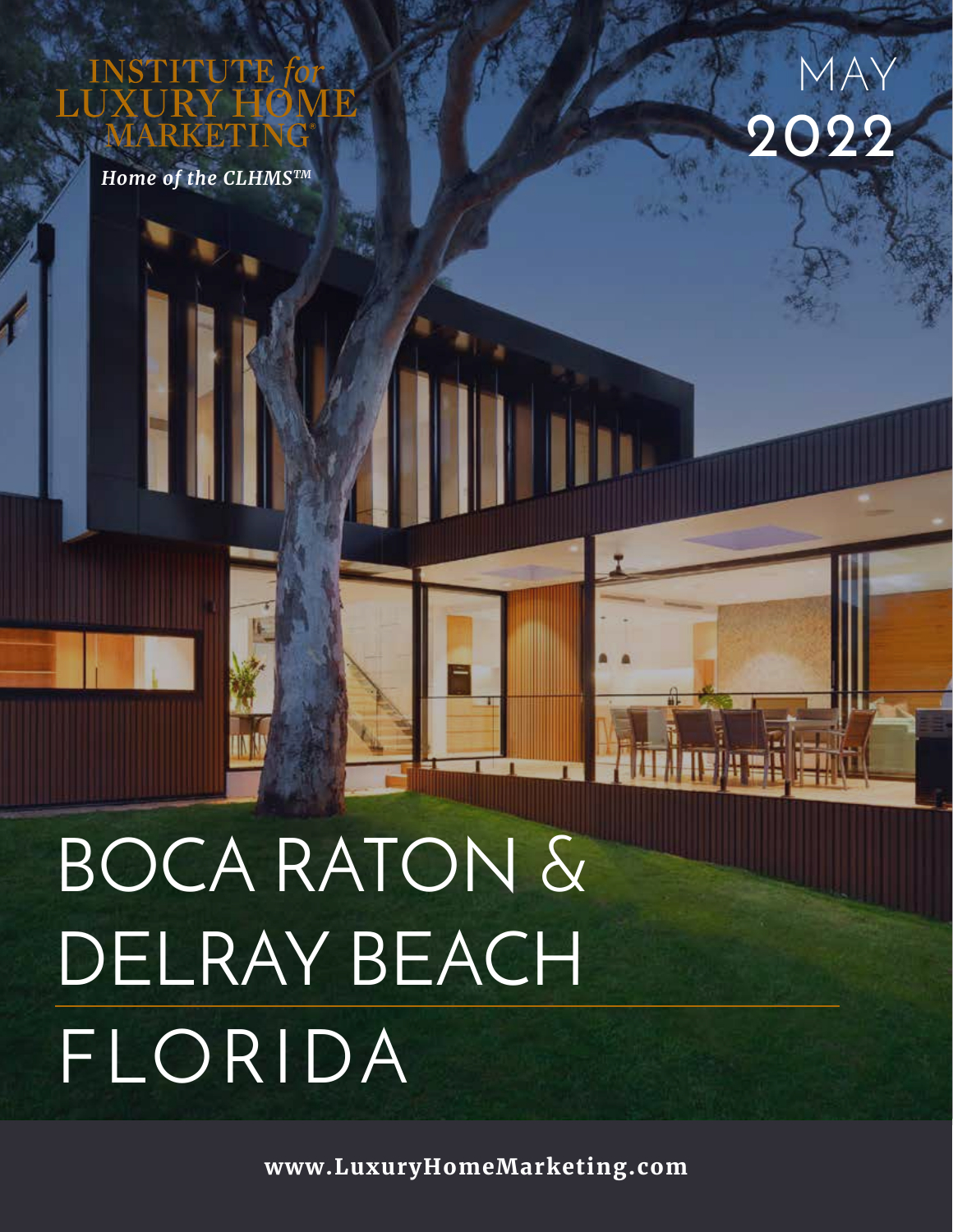INSTITUTE *for* LUXURY HOME MARKETING®

*Home of the CLHMS™*

MAY 2022

# BOCA RATON & DELRAY BEACH FLORIDA

**www.LuxuryHomeMarketing.com**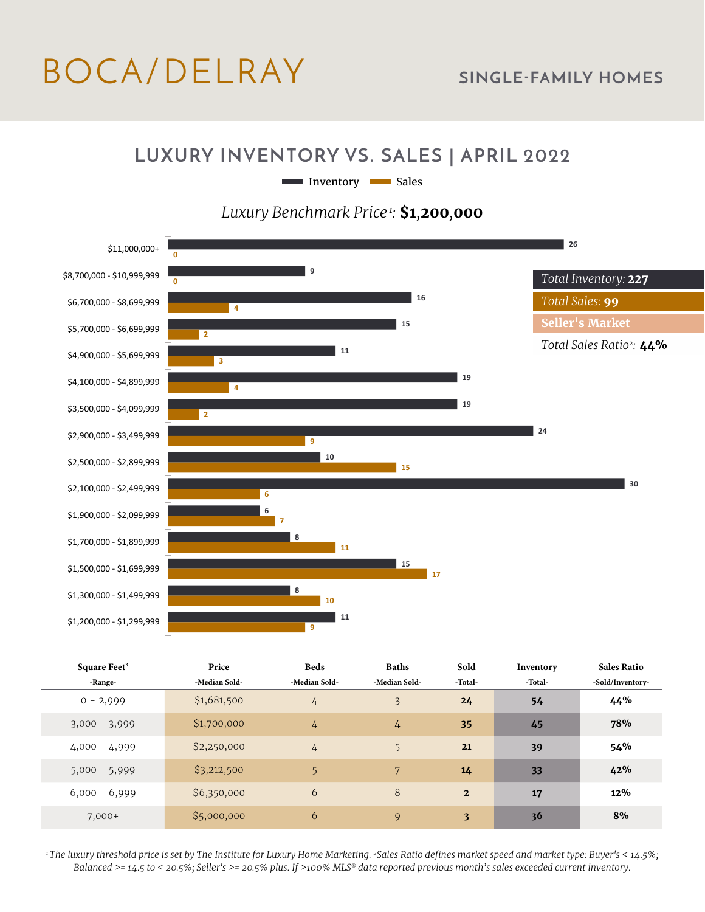# BOCA/DELRAY

## SINGLE-FAMILY HOMES

## LUXURY INVENTORY VS. SALES | APRIL 2022

Inventory
Sales

*Luxury Benchmark Price*[1]: **$1,200,000**

$11,000,000+
26
0
$8,700,000 - $10,999,999
9
0
$6,700,000 - $8,699,999
16
4
$5,700,000 - $6,699,999
15
2
$4,900,000 - $5,699,999
11
3
$4,100,000 - $4,899,999
19
4
$3,500,000 - $4,099,999
19
2
$2,900,000 - $3,499,999
24
9
$2,500,000 - $2,899,999
10
15
$2,100,000 - $2,499,999
30
6
$1,900,000 - $2,099,999
6
7
$1,700,000 - $1,899,999
8
11
$1,500,000 - $1,699,999
15
17
$1,300,000 - $1,499,999
8
10
$1,200,000 - $1,299,999
11
9

*Total Inventory:* **227**

*Total Sales:* **99**

**Seller's Market**

*Total Sales Ratio*[2]: **44%**

| Square Feet[3] -Range- | Price -Median Sold- | Beds -Median Sold- | Baths -Median Sold- | Sold -Total- | Inventory -Total- | Sales Ratio -Sold/Inventory- |
|---|---|---|---|---|---|---|
| 0 - 2,999 | $1,681,500 | 4 | 3 | **24** | **54** | **44%** |
| 3,000 - 3,999 | $1,700,000 | 4 | 4 | **35** | **45** | **78%** |
| 4,000 - 4,999 | $2,250,000 | 4 | 5 | **21** | **39** | **54%** |
| 5,000 - 5,999 | $3,212,500 | 5 | 7 | **14** | **33** | **42%** |
| 6,000 - 6,999 | $6,350,000 | 6 | 8 | **2** | **17** | **12%** |
| 7,000+ | $5,000,000 | 6 | 9 | **3** | **36** | **8%** |

*[1]The luxury threshold price is set by The Institute for Luxury Home Marketing. [2]Sales Ratio defines market speed and market type: Buyer's < 14.5%; Balanced >= 14.5 to < 20.5%; Seller's >= 20.5% plus. If >100% MLS® data reported previous month's sales exceeded current inventory.*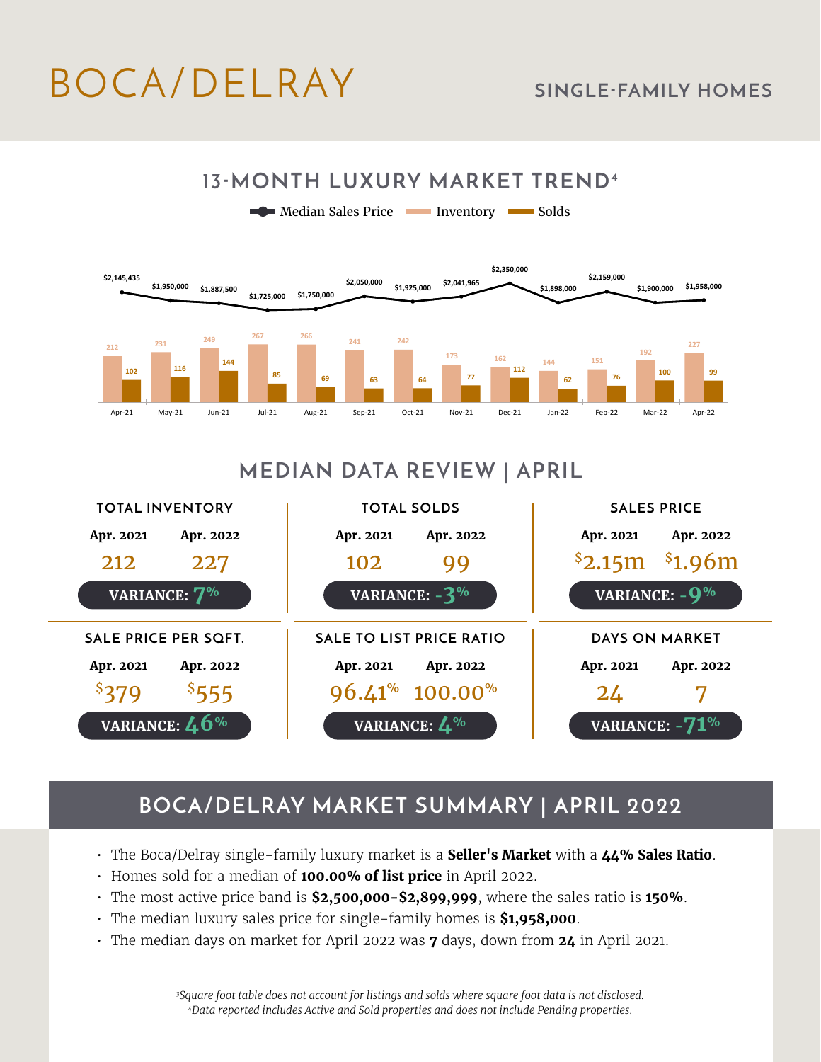# BOCA/DELRAY

**SINGLE-FAMILY HOMES**

## 13-MONTH LUXURY MARKET TREND[4]

Median Sales Price | Inventory | Solds

$2,145,435 | $1,950,000 | $1,887,500 | $1,725,000 | $1,750,000 | $2,050,000 | $1,925,000 | $2,041,965 | $2,350,000 | $1,898,000 | $2,159,000 | $1,900,000 | $1,958,000

212 | 102 | 231 | 116 | 249 | 144 | 267 | 85 | 266 | 69 | 241 | 63 | 242 | 64 | 173 | 77 | 162 | 112 | 144 | 62 | 151 | 76 | 192 | 100 | 227 | 99

Apr-21 | May-21 | Jun-21 | Jul-21 | Aug-21 | Sep-21 | Oct-21 | Nov-21 | Dec-21 | Jan-22 | Feb-22 | Mar-22 | Apr-22

## MEDIAN DATA REVIEW | APRIL

| Metric | Apr. 2021 | Apr. 2022 | Variance |
|---|---|---|---|
| TOTAL INVENTORY | 212 | 227 | 7% |
| TOTAL SOLDS | 102 | 99 | -3% |
| SALES PRICE | $2.15m | $1.96m | -9% |
| SALE PRICE PER SQFT. | $379 | $555 | 46% |
| SALE TO LIST PRICE RATIO | 96.41% | 100.00% | 4% |
| DAYS ON MARKET | 24 | 7 | -71% |

## BOCA/DELRAY MARKET SUMMARY | APRIL 2022

- The Boca/Delray single-family luxury market is a **Seller's Market** with a **44% Sales Ratio**.
- Homes sold for a median of **100.00% of list price** in April 2022.
- The most active price band is **$2,500,000-$2,899,999**, where the sales ratio is **150%**.
- The median luxury sales price for single-family homes is **$1,958,000**.
- The median days on market for April 2022 was **7** days, down from **24** in April 2021.

*[3]Square foot table does not account for listings and solds where square foot data is not disclosed.*
*[4]Data reported includes Active and Sold properties and does not include Pending properties.*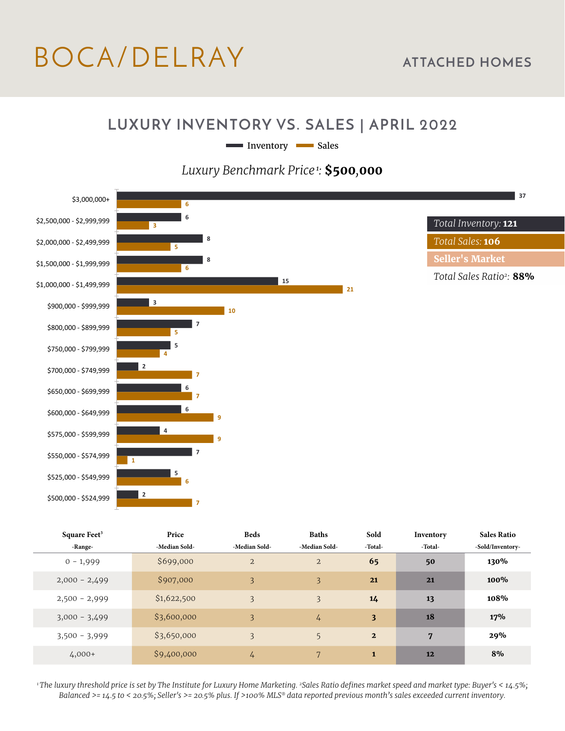# BOCA/DELRAY

ATTACHED HOMES

## LUXURY INVENTORY VS. SALES | APRIL 2022

Inventory Sales

*Luxury Benchmark Price*[1]*:* **$500,000**

$3,000,000+ 37 6
$2,500,000 - $2,999,999 6 3
$2,000,000 - $2,499,999 8 5
$1,500,000 - $1,999,999 8 6
$1,000,000 - $1,499,999 15 21
$900,000 - $999,999 3 10
$800,000 - $899,999 7 5
$750,000 - $799,999 5 4
$700,000 - $749,999 2 7
$650,000 - $699,999 6 7
$600,000 - $649,999 6 9
$575,000 - $599,999 4 9
$550,000 - $574,999 7 1
$525,000 - $549,999 5 6
$500,000 - $524,999 2 7

*Total Inventory:* **121**

*Total Sales:* **106**

**Seller's Market**

*Total Sales Ratio*[2]*:* **88%**

| Square Feet[3] -Range- | Price -Median Sold- | Beds -Median Sold- | Baths -Median Sold- | Sold -Total- | Inventory -Total- | Sales Ratio -Sold/Inventory- |
|---|---|---|---|---|---|---|
| 0 - 1,999 | $699,000 | 2 | 2 | **65** | **50** | **130%** |
| 2,000 - 2,499 | $907,000 | 3 | 3 | **21** | **21** | **100%** |
| 2,500 - 2,999 | $1,622,500 | 3 | 3 | **14** | **13** | **108%** |
| 3,000 - 3,499 | $3,600,000 | 3 | 4 | **3** | **18** | **17%** |
| 3,500 - 3,999 | $3,650,000 | 3 | 5 | **2** | **7** | **29%** |
| 4,000+ | $9,400,000 | 4 | 7 | **1** | **12** | **8%** |

*[1]The luxury threshold price is set by The Institute for Luxury Home Marketing. [2]Sales Ratio defines market speed and market type: Buyer's < 14.5%; Balanced >= 14.5 to < 20.5%; Seller's >= 20.5% plus. If >100% MLS® data reported previous month's sales exceeded current inventory.*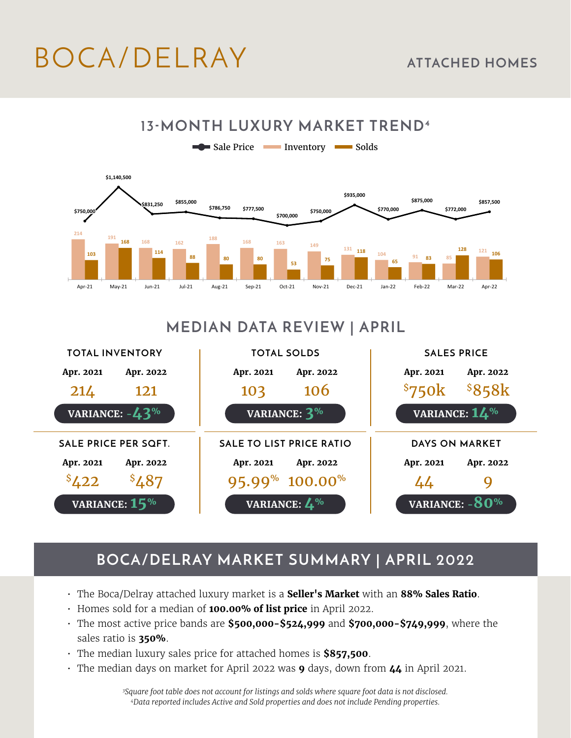# BOCA/DELRAY

ATTACHED HOMES

## 13-MONTH LUXURY MARKET TREND[4]

Sale Price Inventory Solds

$750,000 $1,140,500 $831,250 $855,000 $786,750 $777,500 $700,000 $750,000 $935,000 $770,000 $875,000 $772,000 $857,500

214 103 191 168 168 114 162 88 188 80 168 80 163 53 149 75 131 118 104 65 91 83 85 128 121 106

Apr-21 May-21 Jun-21 Jul-21 Aug-21 Sep-21 Oct-21 Nov-21 Dec-21 Jan-22 Feb-22 Mar-22 Apr-22

## MEDIAN DATA REVIEW | APRIL

| | Apr. 2021 | Apr. 2022 | Variance |
|---|---|---|---|
| TOTAL INVENTORY | 214 | 121 | -43% |
| TOTAL SOLDS | 103 | 106 | 3% |
| SALES PRICE | $750k | $858k | 14% |
| SALE PRICE PER SQFT. | $422 | $487 | 15% |
| SALE TO LIST PRICE RATIO | 95.99% | 100.00% | 4% |
| DAYS ON MARKET | 44 | 9 | -80% |

## BOCA/DELRAY MARKET SUMMARY | APRIL 2022

- The Boca/Delray attached luxury market is a **Seller's Market** with an **88% Sales Ratio**.
- Homes sold for a median of **100.00% of list price** in April 2022.
- The most active price bands are **$500,000-$524,999** and **$700,000-$749,999**, where the sales ratio is **350%**.
- The median luxury sales price for attached homes is **$857,500**.
- The median days on market for April 2022 was **9** days, down from **44** in April 2021.

*[3]Square foot table does not account for listings and solds where square foot data is not disclosed.*
*[4]Data reported includes Active and Sold properties and does not include Pending properties.*